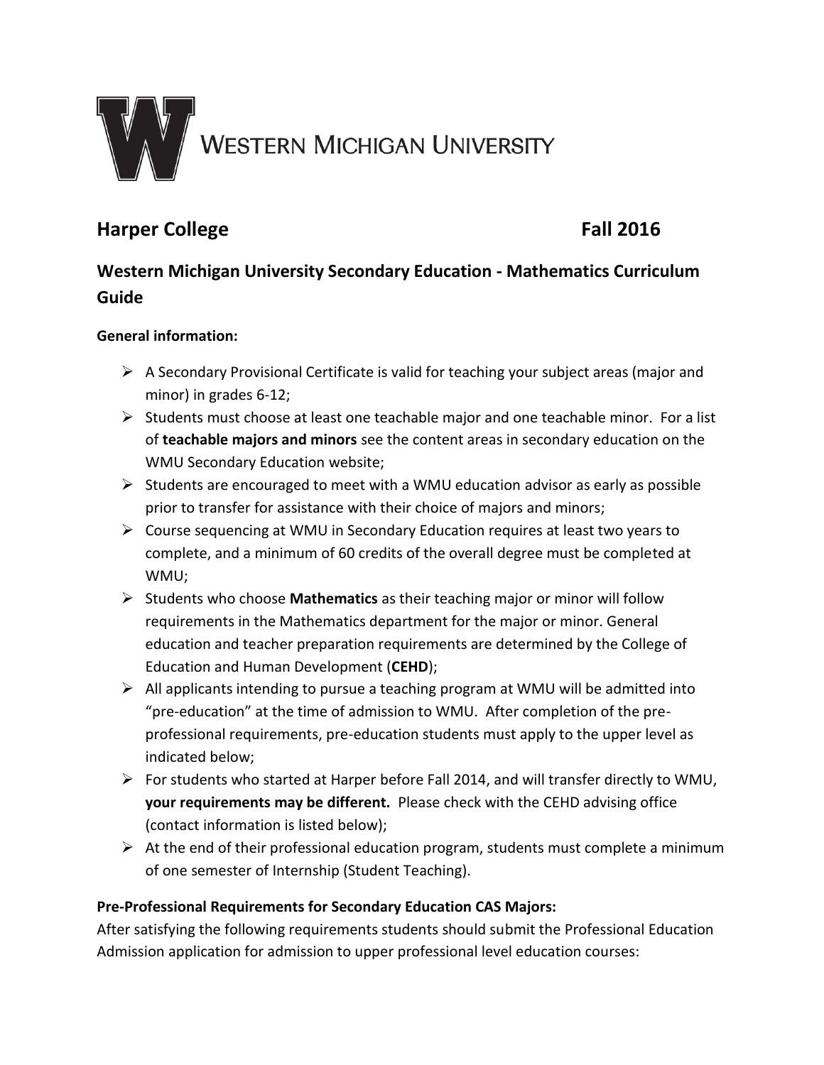WESTERN MICHIGAN UNIVERSITY

## Harper College Fall 2016

## Western Michigan University Secondary Education - Mathematics Curriculum Guide

**General information:**

- A Secondary Provisional Certificate is valid for teaching your subject areas (major and minor) in grades 6-12;
- Students must choose at least one teachable major and one teachable minor. For a list of **teachable majors and minors** see the content areas in secondary education on the WMU Secondary Education website;
- Students are encouraged to meet with a WMU education advisor as early as possible prior to transfer for assistance with their choice of majors and minors;
- Course sequencing at WMU in Secondary Education requires at least two years to complete, and a minimum of 60 credits of the overall degree must be completed at WMU;
- Students who choose **Mathematics** as their teaching major or minor will follow requirements in the Mathematics department for the major or minor. General education and teacher preparation requirements are determined by the College of Education and Human Development (**CEHD**);
- All applicants intending to pursue a teaching program at WMU will be admitted into "pre-education" at the time of admission to WMU. After completion of the pre-professional requirements, pre-education students must apply to the upper level as indicated below;
- For students who started at Harper before Fall 2014, and will transfer directly to WMU, **your requirements may be different.** Please check with the CEHD advising office (contact information is listed below);
- At the end of their professional education program, students must complete a minimum of one semester of Internship (Student Teaching).

**Pre-Professional Requirements for Secondary Education CAS Majors:**

After satisfying the following requirements students should submit the Professional Education Admission application for admission to upper professional level education courses: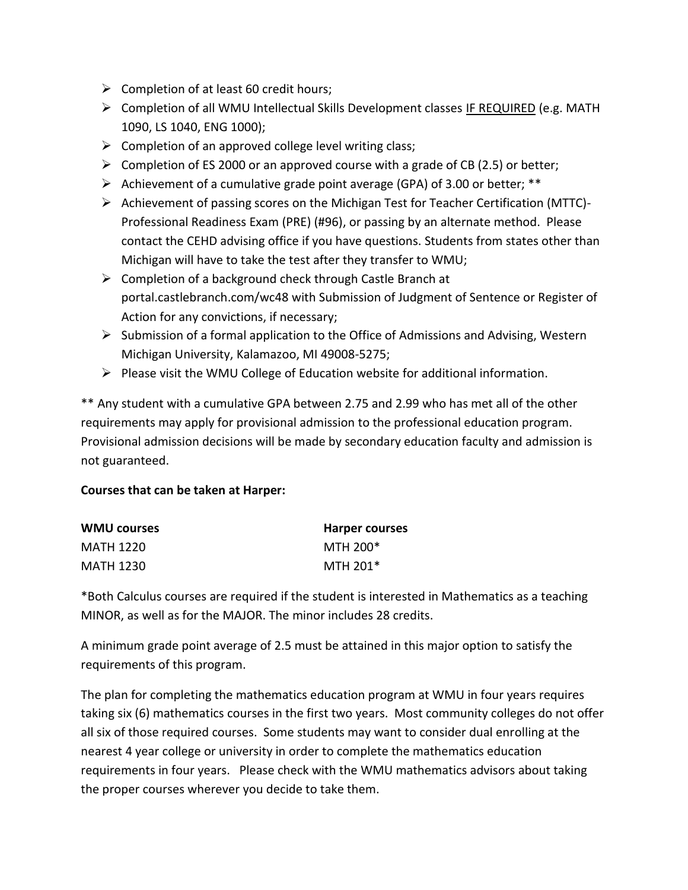- Completion of at least 60 credit hours;
- Completion of all WMU Intellectual Skills Development classes <u>IF REQUIRED</u> (e.g. MATH 1090, LS 1040, ENG 1000);
- Completion of an approved college level writing class;
- Completion of ES 2000 or an approved course with a grade of CB (2.5) or better;
- Achievement of a cumulative grade point average (GPA) of 3.00 or better; **
- Achievement of passing scores on the Michigan Test for Teacher Certification (MTTC)-Professional Readiness Exam (PRE) (#96), or passing by an alternate method. Please contact the CEHD advising office if you have questions. Students from states other than Michigan will have to take the test after they transfer to WMU;
- Completion of a background check through Castle Branch at portal.castlebranch.com/wc48 with Submission of Judgment of Sentence or Register of Action for any convictions, if necessary;
- Submission of a formal application to the Office of Admissions and Advising, Western Michigan University, Kalamazoo, MI 49008-5275;
- Please visit the WMU College of Education website for additional information.

** Any student with a cumulative GPA between 2.75 and 2.99 who has met all of the other requirements may apply for provisional admission to the professional education program. Provisional admission decisions will be made by secondary education faculty and admission is not guaranteed.

**Courses that can be taken at Harper:**

| **WMU courses** | **Harper courses** |
|---|---|
| MATH 1220 | MTH 200* |
| MATH 1230 | MTH 201* |

*Both Calculus courses are required if the student is interested in Mathematics as a teaching MINOR, as well as for the MAJOR. The minor includes 28 credits.

A minimum grade point average of 2.5 must be attained in this major option to satisfy the requirements of this program.

The plan for completing the mathematics education program at WMU in four years requires taking six (6) mathematics courses in the first two years. Most community colleges do not offer all six of those required courses. Some students may want to consider dual enrolling at the nearest 4 year college or university in order to complete the mathematics education requirements in four years. Please check with the WMU mathematics advisors about taking the proper courses wherever you decide to take them.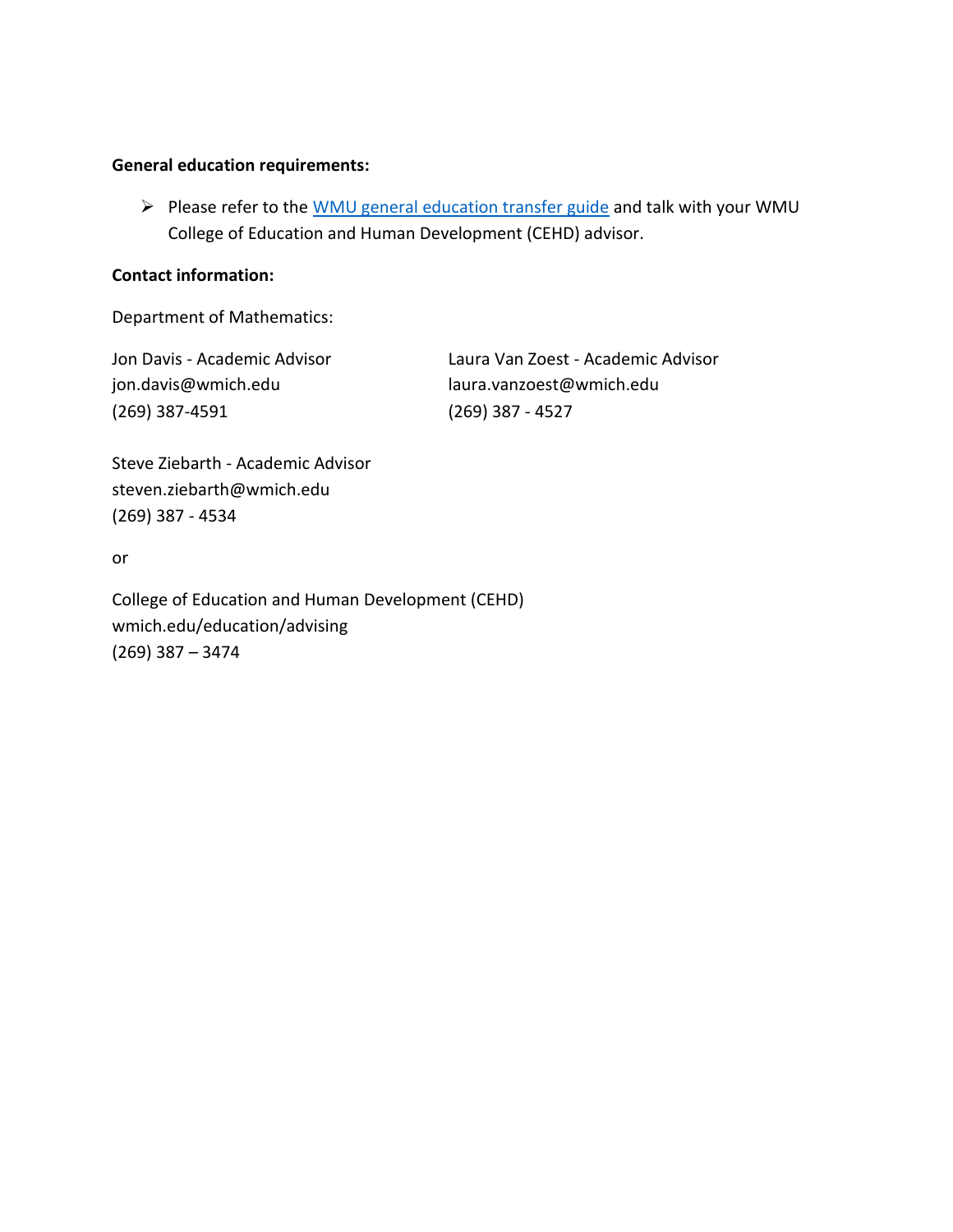**General education requirements:**

- Please refer to the [WMU general education transfer guide]() and talk with your WMU College of Education and Human Development (CEHD) advisor.

**Contact information:**

Department of Mathematics:

Jon Davis - Academic Advisor
jon.davis@wmich.edu
(269) 387-4591

Laura Van Zoest - Academic Advisor
laura.vanzoest@wmich.edu
(269) 387 - 4527

Steve Ziebarth - Academic Advisor
steven.ziebarth@wmich.edu
(269) 387 - 4534

or

College of Education and Human Development (CEHD)
wmich.edu/education/advising
(269) 387 – 3474